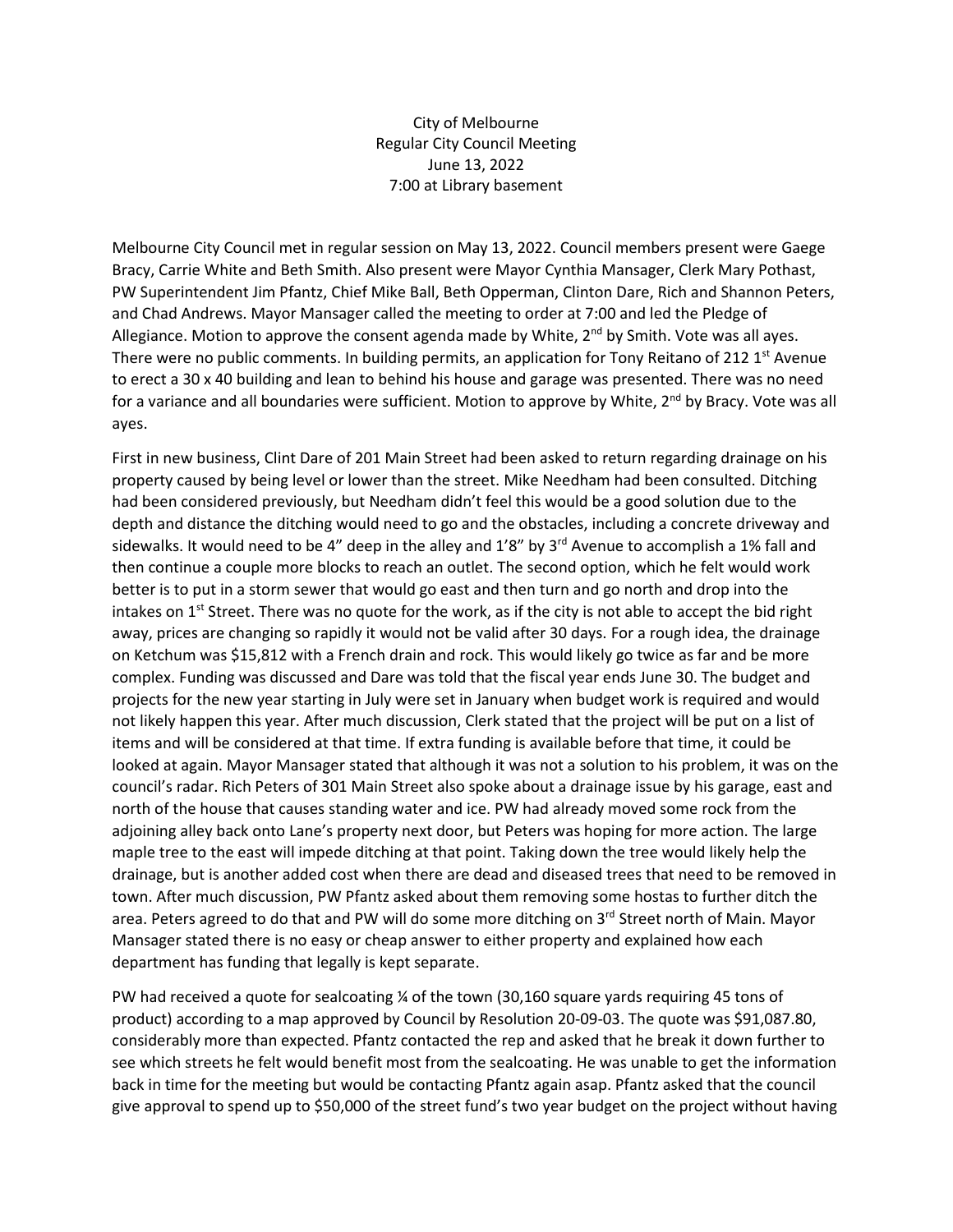City of Melbourne
Regular City Council Meeting
June 13, 2022
7:00 at Library basement

Melbourne City Council met in regular session on May 13, 2022. Council members present were Gaege Bracy, Carrie White and Beth Smith. Also present were Mayor Cynthia Mansager, Clerk Mary Pothast, PW Superintendent Jim Pfantz, Chief Mike Ball, Beth Opperman, Clinton Dare, Rich and Shannon Peters, and Chad Andrews. Mayor Mansager called the meeting to order at 7:00 and led the Pledge of Allegiance. Motion to approve the consent agenda made by White, 2nd by Smith. Vote was all ayes. There were no public comments. In building permits, an application for Tony Reitano of 212 1st Avenue to erect a 30 x 40 building and lean to behind his house and garage was presented. There was no need for a variance and all boundaries were sufficient. Motion to approve by White, 2nd by Bracy. Vote was all ayes.

First in new business, Clint Dare of 201 Main Street had been asked to return regarding drainage on his property caused by being level or lower than the street. Mike Needham had been consulted. Ditching had been considered previously, but Needham didn't feel this would be a good solution due to the depth and distance the ditching would need to go and the obstacles, including a concrete driveway and sidewalks. It would need to be 4" deep in the alley and 1'8" by 3rd Avenue to accomplish a 1% fall and then continue a couple more blocks to reach an outlet. The second option, which he felt would work better is to put in a storm sewer that would go east and then turn and go north and drop into the intakes on 1st Street. There was no quote for the work, as if the city is not able to accept the bid right away, prices are changing so rapidly it would not be valid after 30 days. For a rough idea, the drainage on Ketchum was $15,812 with a French drain and rock. This would likely go twice as far and be more complex. Funding was discussed and Dare was told that the fiscal year ends June 30. The budget and projects for the new year starting in July were set in January when budget work is required and would not likely happen this year. After much discussion, Clerk stated that the project will be put on a list of items and will be considered at that time. If extra funding is available before that time, it could be looked at again. Mayor Mansager stated that although it was not a solution to his problem, it was on the council's radar. Rich Peters of 301 Main Street also spoke about a drainage issue by his garage, east and north of the house that causes standing water and ice. PW had already moved some rock from the adjoining alley back onto Lane's property next door, but Peters was hoping for more action. The large maple tree to the east will impede ditching at that point. Taking down the tree would likely help the drainage, but is another added cost when there are dead and diseased trees that need to be removed in town. After much discussion, PW Pfantz asked about them removing some hostas to further ditch the area. Peters agreed to do that and PW will do some more ditching on 3rd Street north of Main. Mayor Mansager stated there is no easy or cheap answer to either property and explained how each department has funding that legally is kept separate.

PW had received a quote for sealcoating ¼ of the town (30,160 square yards requiring 45 tons of product) according to a map approved by Council by Resolution 20-09-03. The quote was $91,087.80, considerably more than expected. Pfantz contacted the rep and asked that he break it down further to see which streets he felt would benefit most from the sealcoating. He was unable to get the information back in time for the meeting but would be contacting Pfantz again asap. Pfantz asked that the council give approval to spend up to $50,000 of the street fund's two year budget on the project without having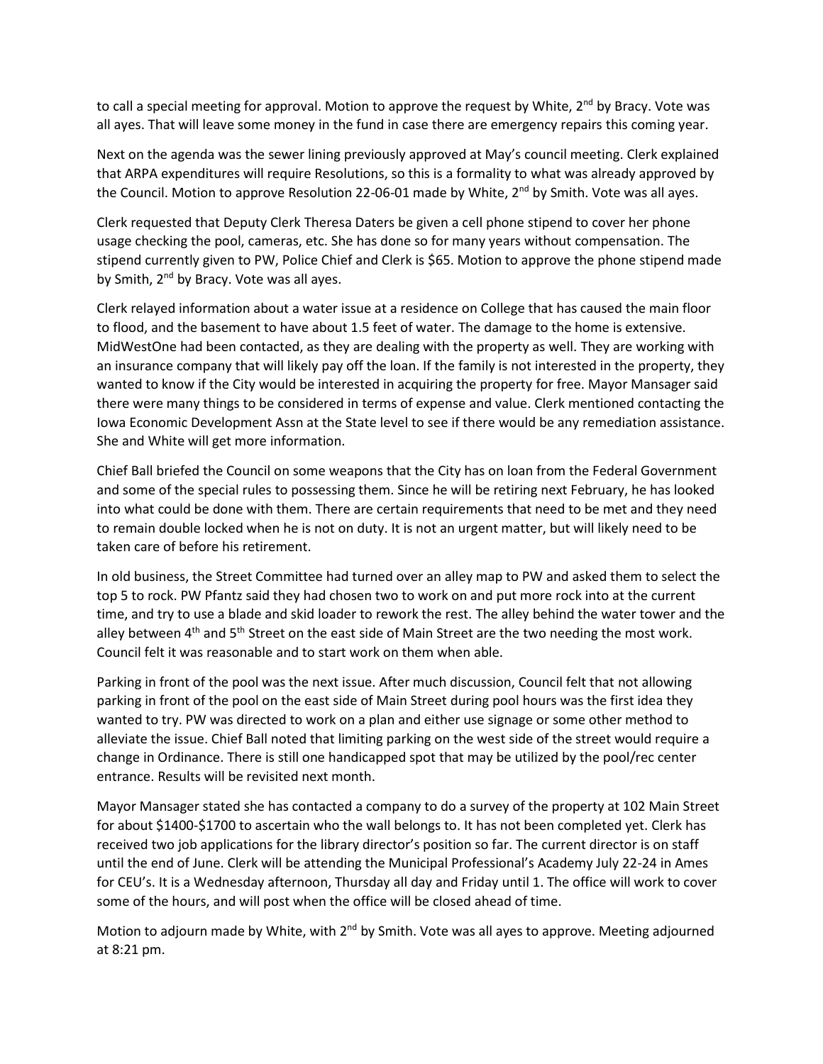to call a special meeting for approval. Motion to approve the request by White, 2nd by Bracy. Vote was all ayes. That will leave some money in the fund in case there are emergency repairs this coming year.

Next on the agenda was the sewer lining previously approved at May's council meeting. Clerk explained that ARPA expenditures will require Resolutions, so this is a formality to what was already approved by the Council. Motion to approve Resolution 22-06-01 made by White, 2nd by Smith. Vote was all ayes.

Clerk requested that Deputy Clerk Theresa Daters be given a cell phone stipend to cover her phone usage checking the pool, cameras, etc. She has done so for many years without compensation. The stipend currently given to PW, Police Chief and Clerk is $65. Motion to approve the phone stipend made by Smith, 2nd by Bracy. Vote was all ayes.

Clerk relayed information about a water issue at a residence on College that has caused the main floor to flood, and the basement to have about 1.5 feet of water. The damage to the home is extensive. MidWestOne had been contacted, as they are dealing with the property as well. They are working with an insurance company that will likely pay off the loan. If the family is not interested in the property, they wanted to know if the City would be interested in acquiring the property for free. Mayor Mansager said there were many things to be considered in terms of expense and value. Clerk mentioned contacting the Iowa Economic Development Assn at the State level to see if there would be any remediation assistance. She and White will get more information.

Chief Ball briefed the Council on some weapons that the City has on loan from the Federal Government and some of the special rules to possessing them. Since he will be retiring next February, he has looked into what could be done with them. There are certain requirements that need to be met and they need to remain double locked when he is not on duty. It is not an urgent matter, but will likely need to be taken care of before his retirement.

In old business, the Street Committee had turned over an alley map to PW and asked them to select the top 5 to rock. PW Pfantz said they had chosen two to work on and put more rock into at the current time, and try to use a blade and skid loader to rework the rest. The alley behind the water tower and the alley between 4th and 5th Street on the east side of Main Street are the two needing the most work. Council felt it was reasonable and to start work on them when able.

Parking in front of the pool was the next issue. After much discussion, Council felt that not allowing parking in front of the pool on the east side of Main Street during pool hours was the first idea they wanted to try. PW was directed to work on a plan and either use signage or some other method to alleviate the issue. Chief Ball noted that limiting parking on the west side of the street would require a change in Ordinance. There is still one handicapped spot that may be utilized by the pool/rec center entrance. Results will be revisited next month.

Mayor Mansager stated she has contacted a company to do a survey of the property at 102 Main Street for about $1400-$1700 to ascertain who the wall belongs to. It has not been completed yet. Clerk has received two job applications for the library director's position so far. The current director is on staff until the end of June. Clerk will be attending the Municipal Professional's Academy July 22-24 in Ames for CEU's. It is a Wednesday afternoon, Thursday all day and Friday until 1. The office will work to cover some of the hours, and will post when the office will be closed ahead of time.

Motion to adjourn made by White, with 2nd by Smith. Vote was all ayes to approve. Meeting adjourned at 8:21 pm.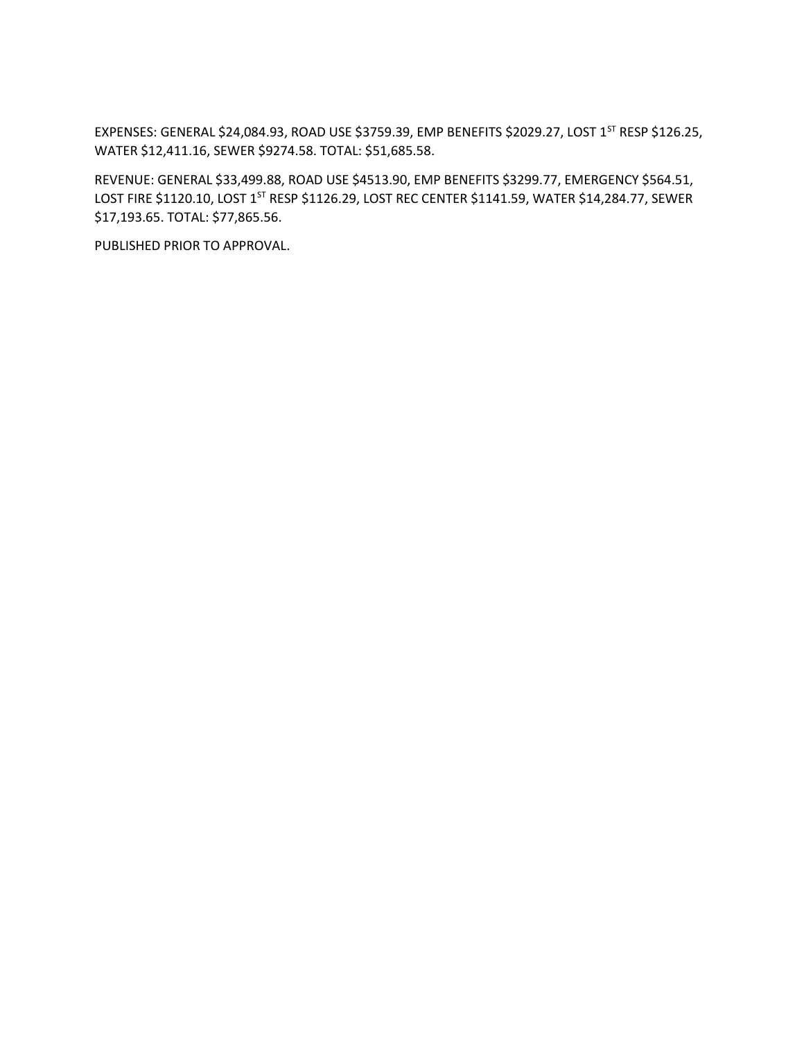EXPENSES: GENERAL $24,084.93, ROAD USE $3759.39, EMP BENEFITS $2029.27, LOST 1ST RESP $126.25, WATER $12,411.16, SEWER $9274.58. TOTAL: $51,685.58.

REVENUE: GENERAL $33,499.88, ROAD USE $4513.90, EMP BENEFITS $3299.77, EMERGENCY $564.51, LOST FIRE $1120.10, LOST 1ST RESP $1126.29, LOST REC CENTER $1141.59, WATER $14,284.77, SEWER $17,193.65. TOTAL: $77,865.56.

PUBLISHED PRIOR TO APPROVAL.